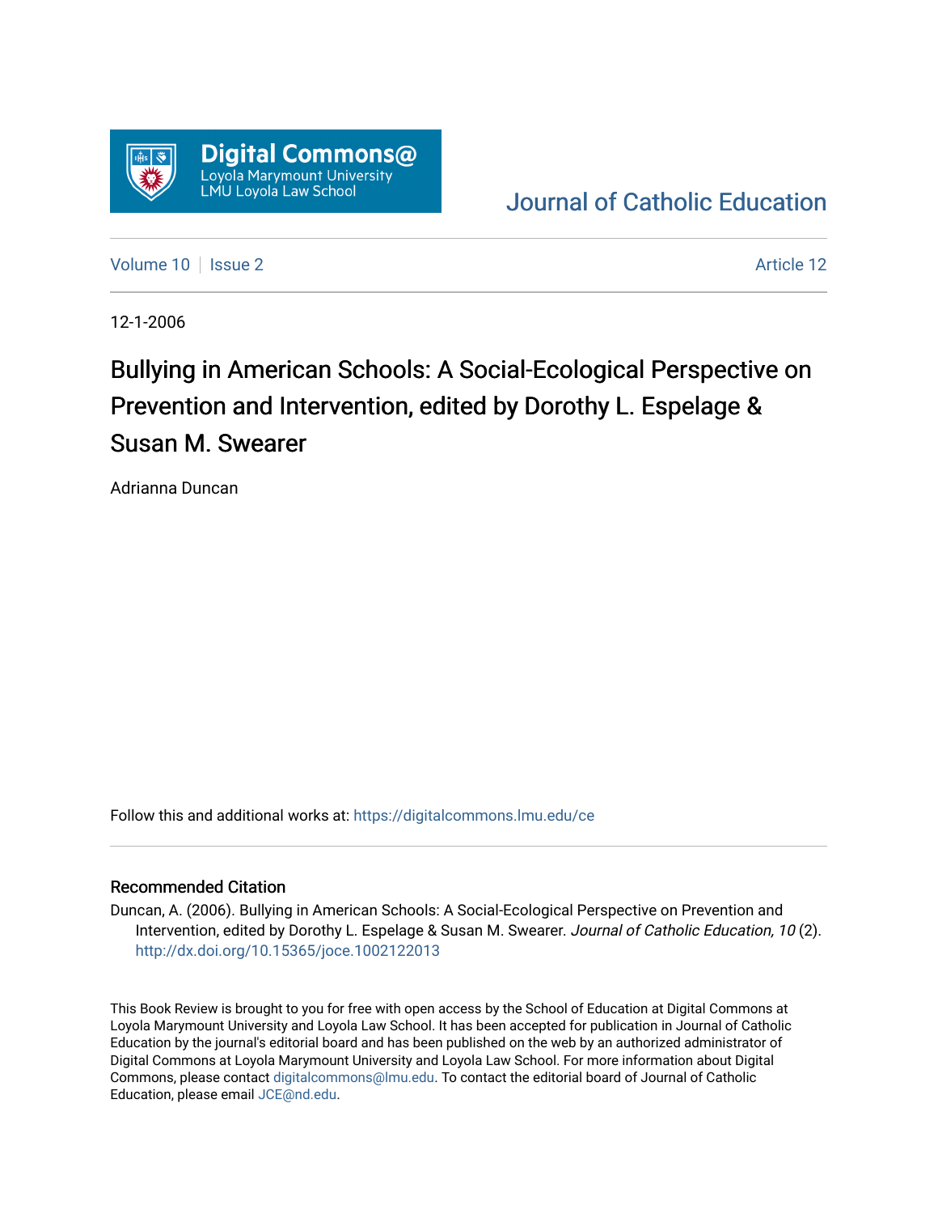Digital Commons@
Loyola Marymount University
LMU Loyola Law School

Journal of Catholic Education

Volume 10 | Issue 2 | Article 12

12-1-2006

# Bullying in American Schools: A Social-Ecological Perspective on Prevention and Intervention, edited by Dorothy L. Espelage & Susan M. Swearer

Adrianna Duncan

Follow this and additional works at: https://digitalcommons.lmu.edu/ce

## Recommended Citation

Duncan, A. (2006). Bullying in American Schools: A Social-Ecological Perspective on Prevention and Intervention, edited by Dorothy L. Espelage & Susan M. Swearer. *Journal of Catholic Education, 10* (2). http://dx.doi.org/10.15365/joce.1002122013

This Book Review is brought to you for free with open access by the School of Education at Digital Commons at Loyola Marymount University and Loyola Law School. It has been accepted for publication in Journal of Catholic Education by the journal's editorial board and has been published on the web by an authorized administrator of Digital Commons at Loyola Marymount University and Loyola Law School. For more information about Digital Commons, please contact digitalcommons@lmu.edu. To contact the editorial board of Journal of Catholic Education, please email JCE@nd.edu.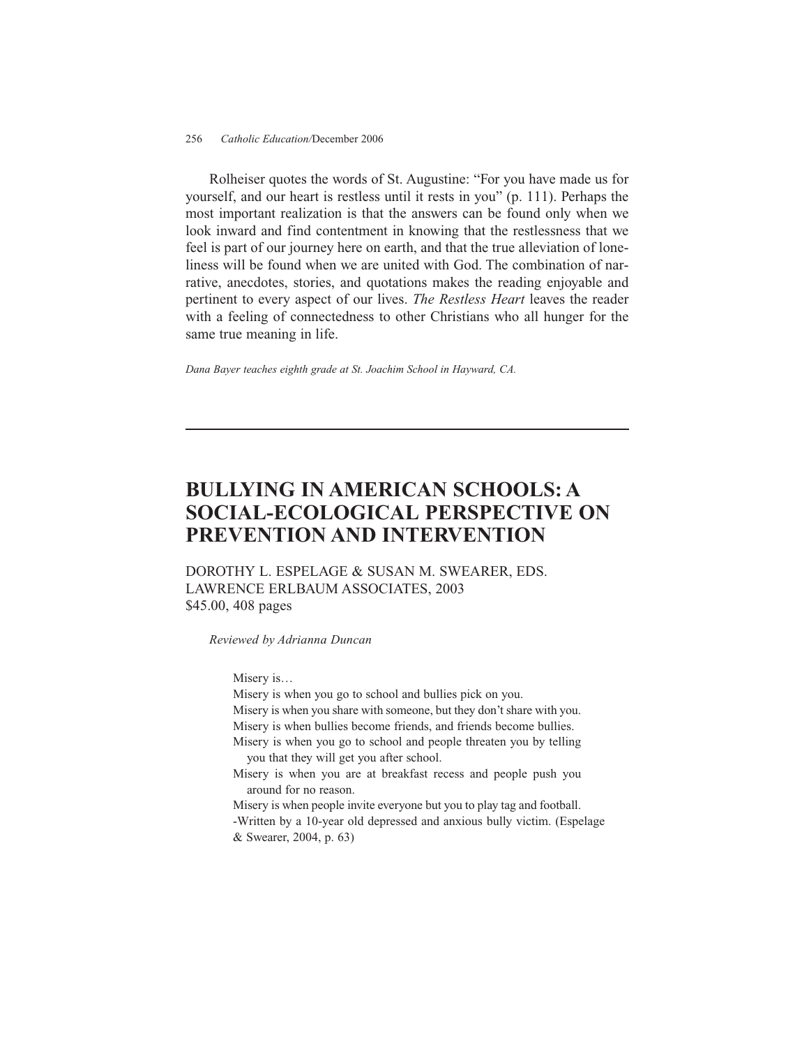Rolheiser quotes the words of St. Augustine: "For you have made us for yourself, and our heart is restless until it rests in you" (p. 111). Perhaps the most important realization is that the answers can be found only when we look inward and find contentment in knowing that the restlessness that we feel is part of our journey here on earth, and that the true alleviation of loneliness will be found when we are united with God. The combination of narrative, anecdotes, stories, and quotations makes the reading enjoyable and pertinent to every aspect of our lives. *The Restless Heart* leaves the reader with a feeling of connectedness to other Christians who all hunger for the same true meaning in life.

*Dana Bayer teaches eighth grade at St. Joachim School in Hayward, CA.*

---

# BULLYING IN AMERICAN SCHOOLS: A SOCIAL-ECOLOGICAL PERSPECTIVE ON PREVENTION AND INTERVENTION

DOROTHY L. ESPELAGE & SUSAN M. SWEARER, EDS.
LAWRENCE ERLBAUM ASSOCIATES, 2003
$45.00, 408 pages

*Reviewed by Adrianna Duncan*

> Misery is…
> Misery is when you go to school and bullies pick on you.
> Misery is when you share with someone, but they don't share with you.
> Misery is when bullies become friends, and friends become bullies.
> Misery is when you go to school and people threaten you by telling you that they will get you after school.
> Misery is when you are at breakfast recess and people push you around for no reason.
> Misery is when people invite everyone but you to play tag and football.
> -Written by a 10-year old depressed and anxious bully victim. (Espelage & Swearer, 2004, p. 63)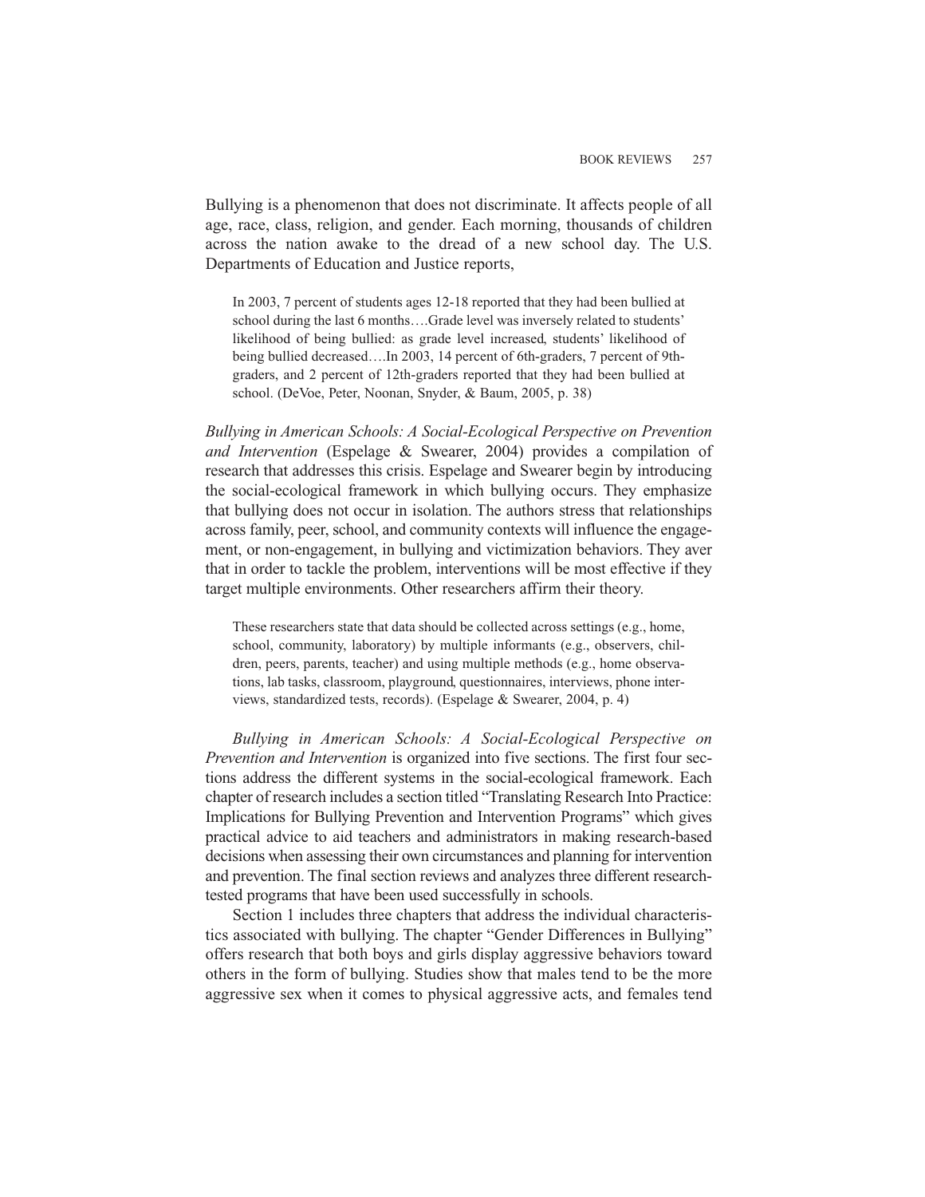Bullying is a phenomenon that does not discriminate. It affects people of all age, race, class, religion, and gender. Each morning, thousands of children across the nation awake to the dread of a new school day. The U.S. Departments of Education and Justice reports,

> In 2003, 7 percent of students ages 12-18 reported that they had been bullied at school during the last 6 months….Grade level was inversely related to students' likelihood of being bullied: as grade level increased, students' likelihood of being bullied decreased….In 2003, 14 percent of 6th-graders, 7 percent of 9th-graders, and 2 percent of 12th-graders reported that they had been bullied at school. (DeVoe, Peter, Noonan, Snyder, & Baum, 2005, p. 38)

*Bullying in American Schools: A Social-Ecological Perspective on Prevention and Intervention* (Espelage & Swearer, 2004) provides a compilation of research that addresses this crisis. Espelage and Swearer begin by introducing the social-ecological framework in which bullying occurs. They emphasize that bullying does not occur in isolation. The authors stress that relationships across family, peer, school, and community contexts will influence the engagement, or non-engagement, in bullying and victimization behaviors. They aver that in order to tackle the problem, interventions will be most effective if they target multiple environments. Other researchers affirm their theory.

> These researchers state that data should be collected across settings (e.g., home, school, community, laboratory) by multiple informants (e.g., observers, children, peers, parents, teacher) and using multiple methods (e.g., home observations, lab tasks, classroom, playground, questionnaires, interviews, phone interviews, standardized tests, records). (Espelage & Swearer, 2004, p. 4)

*Bullying in American Schools: A Social-Ecological Perspective on Prevention and Intervention* is organized into five sections. The first four sections address the different systems in the social-ecological framework. Each chapter of research includes a section titled "Translating Research Into Practice: Implications for Bullying Prevention and Intervention Programs" which gives practical advice to aid teachers and administrators in making research-based decisions when assessing their own circumstances and planning for intervention and prevention. The final section reviews and analyzes three different research-tested programs that have been used successfully in schools.

Section 1 includes three chapters that address the individual characteristics associated with bullying. The chapter "Gender Differences in Bullying" offers research that both boys and girls display aggressive behaviors toward others in the form of bullying. Studies show that males tend to be the more aggressive sex when it comes to physical aggressive acts, and females tend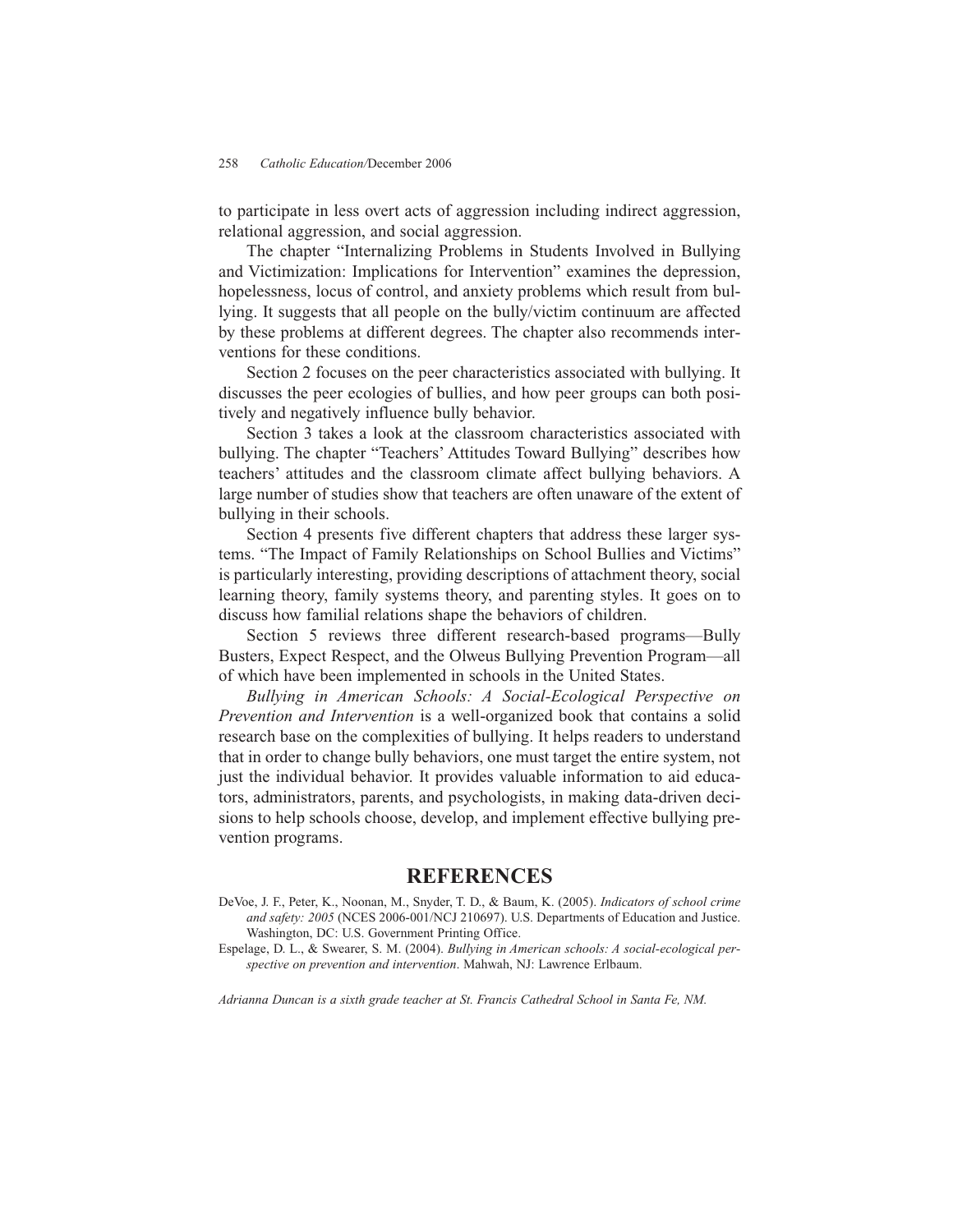to participate in less overt acts of aggression including indirect aggression, relational aggression, and social aggression.

The chapter "Internalizing Problems in Students Involved in Bullying and Victimization: Implications for Intervention" examines the depression, hopelessness, locus of control, and anxiety problems which result from bullying. It suggests that all people on the bully/victim continuum are affected by these problems at different degrees. The chapter also recommends interventions for these conditions.

Section 2 focuses on the peer characteristics associated with bullying. It discusses the peer ecologies of bullies, and how peer groups can both positively and negatively influence bully behavior.

Section 3 takes a look at the classroom characteristics associated with bullying. The chapter "Teachers' Attitudes Toward Bullying" describes how teachers' attitudes and the classroom climate affect bullying behaviors. A large number of studies show that teachers are often unaware of the extent of bullying in their schools.

Section 4 presents five different chapters that address these larger systems. "The Impact of Family Relationships on School Bullies and Victims" is particularly interesting, providing descriptions of attachment theory, social learning theory, family systems theory, and parenting styles. It goes on to discuss how familial relations shape the behaviors of children.

Section 5 reviews three different research-based programs—Bully Busters, Expect Respect, and the Olweus Bullying Prevention Program—all of which have been implemented in schools in the United States.

*Bullying in American Schools: A Social-Ecological Perspective on Prevention and Intervention* is a well-organized book that contains a solid research base on the complexities of bullying. It helps readers to understand that in order to change bully behaviors, one must target the entire system, not just the individual behavior. It provides valuable information to aid educators, administrators, parents, and psychologists, in making data-driven decisions to help schools choose, develop, and implement effective bullying prevention programs.

## REFERENCES

DeVoe, J. F., Peter, K., Noonan, M., Snyder, T. D., & Baum, K. (2005). *Indicators of school crime and safety: 2005* (NCES 2006-001/NCJ 210697). U.S. Departments of Education and Justice. Washington, DC: U.S. Government Printing Office.

Espelage, D. L., & Swearer, S. M. (2004). *Bullying in American schools: A social-ecological perspective on prevention and intervention*. Mahwah, NJ: Lawrence Erlbaum.

*Adrianna Duncan is a sixth grade teacher at St. Francis Cathedral School in Santa Fe, NM.*